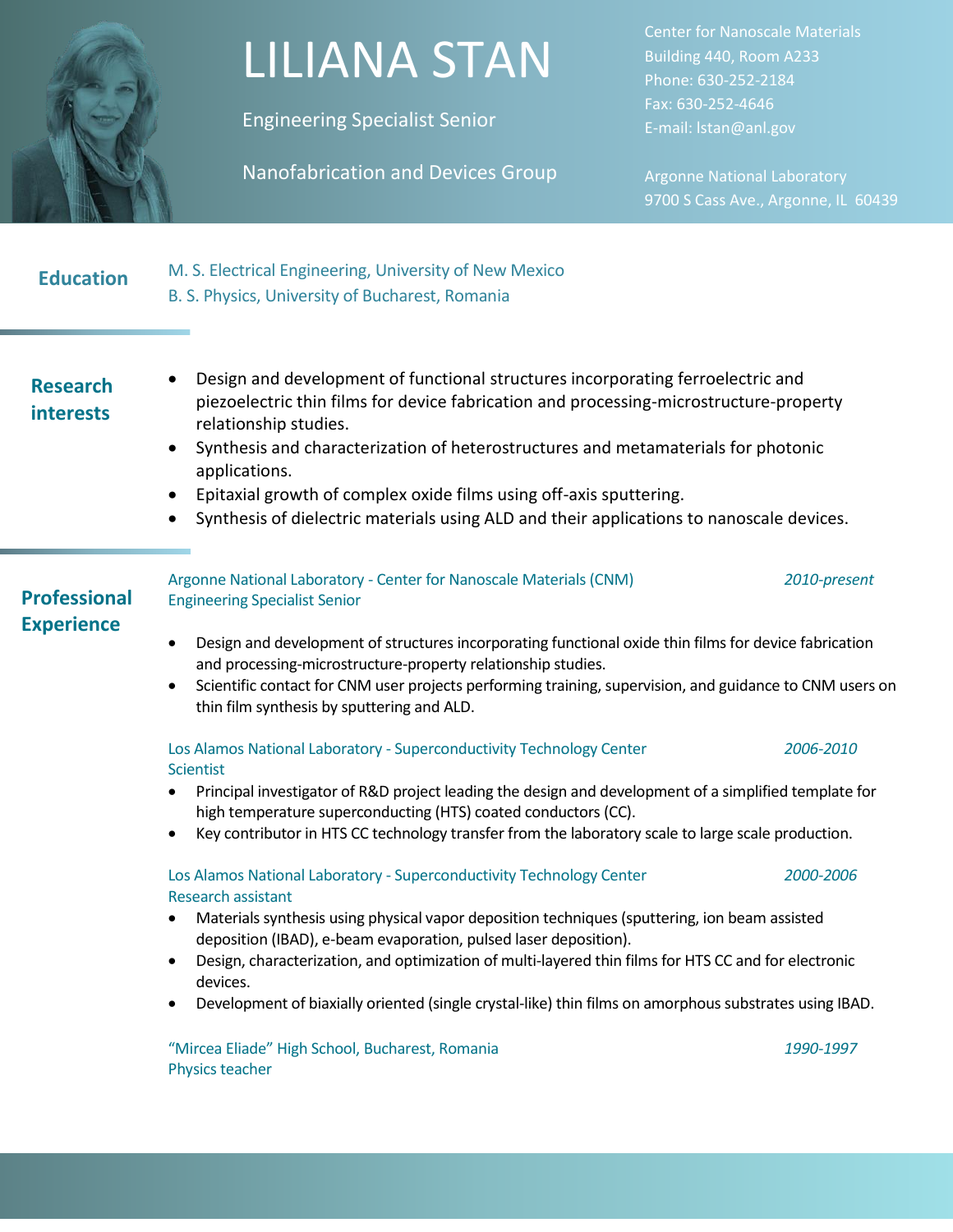# LILIANA STAN

Engineering Specialist Senior

Nanofabrication and Devices Group

Center for Nanoscale Materials
Building 440, Room A233
Phone: 630-252-2184
Fax: 630-252-4646
E-mail: lstan@anl.gov

Argonne National Laboratory
9700 S Cass Ave., Argonne, IL 60439

## Education

M. S. Electrical Engineering, University of New Mexico
B. S. Physics, University of Bucharest, Romania

## Research interests

- Design and development of functional structures incorporating ferroelectric and piezoelectric thin films for device fabrication and processing-microstructure-property relationship studies.
- Synthesis and characterization of heterostructures and metamaterials for photonic applications.
- Epitaxial growth of complex oxide films using off-axis sputtering.
- Synthesis of dielectric materials using ALD and their applications to nanoscale devices.

## Professional Experience

Argonne National Laboratory - Center for Nanoscale Materials (CNM) — *2010-present*
Engineering Specialist Senior

- Design and development of structures incorporating functional oxide thin films for device fabrication and processing-microstructure-property relationship studies.
- Scientific contact for CNM user projects performing training, supervision, and guidance to CNM users on thin film synthesis by sputtering and ALD.

Los Alamos National Laboratory - Superconductivity Technology Center — *2006-2010*
Scientist

- Principal investigator of R&D project leading the design and development of a simplified template for high temperature superconducting (HTS) coated conductors (CC).
- Key contributor in HTS CC technology transfer from the laboratory scale to large scale production.

Los Alamos National Laboratory - Superconductivity Technology Center — *2000-2006*
Research assistant

- Materials synthesis using physical vapor deposition techniques (sputtering, ion beam assisted deposition (IBAD), e-beam evaporation, pulsed laser deposition).
- Design, characterization, and optimization of multi-layered thin films for HTS CC and for electronic devices.
- Development of biaxially oriented (single crystal-like) thin films on amorphous substrates using IBAD.

"Mircea Eliade" High School, Bucharest, Romania — *1990-1997*
Physics teacher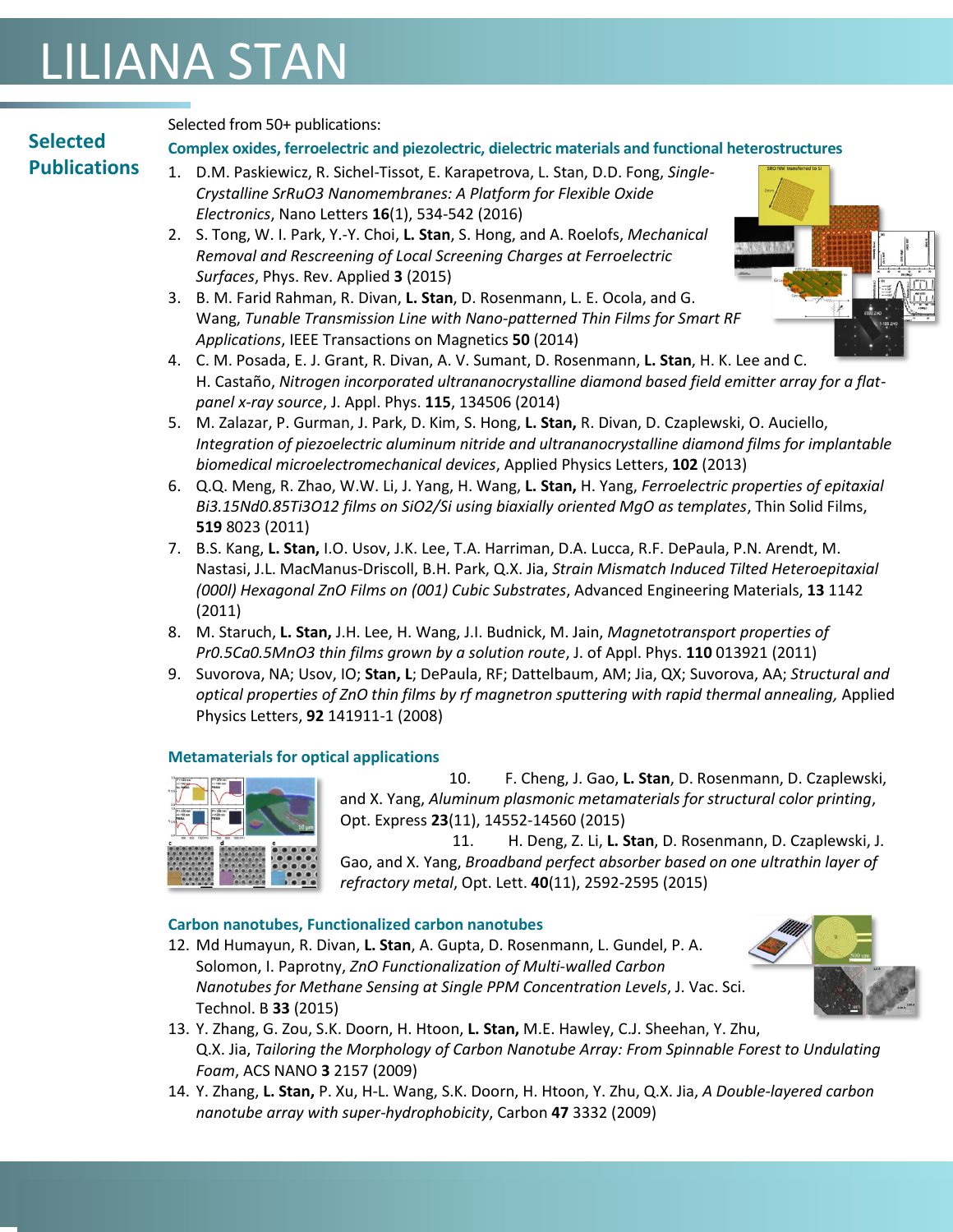# LILIANA STAN

## Selected Publications

Selected from 50+ publications:

### Complex oxides, ferroelectric and piezoelectric, dielectric materials and functional heterostructures

1. D.M. Paskiewicz, R. Sichel-Tissot, E. Karapetrova, L. Stan, D.D. Fong, *Single-Crystalline $SrRuO_3$ Nanomembranes: A Platform for Flexible Oxide Electronics*, Nano Letters **16**(1), 534-542 (2016)
2. S. Tong, W. I. Park, Y.-Y. Choi, **L. Stan**, S. Hong, and A. Roelofs, *Mechanical Removal and Rescreening of Local Screening Charges at Ferroelectric Surfaces*, Phys. Rev. Applied **3** (2015)
3. B. M. Farid Rahman, R. Divan, **L. Stan**, D. Rosenmann, L. E. Ocola, and G. Wang, *Tunable Transmission Line with Nano-patterned Thin Films for Smart RF Applications*, IEEE Transactions on Magnetics **50** (2014)
4. C. M. Posada, E. J. Grant, R. Divan, A. V. Sumant, D. Rosenmann, **L. Stan**, H. K. Lee and C. H. Castaño, *Nitrogen incorporated ultrananocrystalline diamond based field emitter array for a flat-panel x-ray source*, J. Appl. Phys. **115**, 134506 (2014)
5. M. Zalazar, P. Gurman, J. Park, D. Kim, S. Hong, **L. Stan,** R. Divan, D. Czaplewski, O. Auciello, *Integration of piezoelectric aluminum nitride and ultrananocrystalline diamond films for implantable biomedical microelectromechanical devices*, Applied Physics Letters, **102** (2013)
6. Q.Q. Meng, R. Zhao, W.W. Li, J. Yang, H. Wang, **L. Stan,** H. Yang, *Ferroelectric properties of epitaxial $Bi_{3.15}Nd_{0.85}Ti_3O_{12}$ films on $SiO_2/Si$ using biaxially oriented MgO as templates*, Thin Solid Films, **519** 8023 (2011)
7. B.S. Kang, **L. Stan,** I.O. Usov, J.K. Lee, T.A. Harriman, D.A. Lucca, R.F. DePaula, P.N. Arendt, M. Nastasi, J.L. MacManus-Driscoll, B.H. Park, Q.X. Jia, *Strain Mismatch Induced Tilted Heteroepitaxial (000l) Hexagonal ZnO Films on (001) Cubic Substrates*, Advanced Engineering Materials, **13** 1142 (2011)
8. M. Staruch, **L. Stan,** J.H. Lee, H. Wang, J.I. Budnick, M. Jain, *Magnetotransport properties of $Pr_{0.5}Ca_{0.5}MnO_3$ thin films grown by a solution route*, J. of Appl. Phys. **110** 013921 (2011)
9. Suvorova, NA; Usov, IO; **Stan, L**; DePaula, RF; Dattelbaum, AM; Jia, QX; Suvorova, AA; *Structural and optical properties of ZnO thin films by rf magnetron sputtering with rapid thermal annealing,* Applied Physics Letters, **92** 141911-1 (2008)

### Metamaterials for optical applications

10. F. Cheng, J. Gao, **L. Stan**, D. Rosenmann, D. Czaplewski, and X. Yang, *Aluminum plasmonic metamaterials for structural color printing*, Opt. Express **23**(11), 14552-14560 (2015)
11. H. Deng, Z. Li, **L. Stan**, D. Rosenmann, D. Czaplewski, J. Gao, and X. Yang, *Broadband perfect absorber based on one ultrathin layer of refractory metal*, Opt. Lett. **40**(11), 2592-2595 (2015)

### Carbon nanotubes, Functionalized carbon nanotubes

12. Md Humayun, R. Divan, **L. Stan**, A. Gupta, D. Rosenmann, L. Gundel, P. A. Solomon, I. Paprotny, *ZnO Functionalization of Multi-walled Carbon Nanotubes for Methane Sensing at Single PPM Concentration Levels*, J. Vac. Sci. Technol. B **33** (2015)
13. Y. Zhang, G. Zou, S.K. Doorn, H. Htoon, **L. Stan,** M.E. Hawley, C.J. Sheehan, Y. Zhu, Q.X. Jia, *Tailoring the Morphology of Carbon Nanotube Array: From Spinnable Forest to Undulating Foam*, ACS NANO **3** 2157 (2009)
14. Y. Zhang, **L. Stan,** P. Xu, H-L. Wang, S.K. Doorn, H. Htoon, Y. Zhu, Q.X. Jia, *A Double-layered carbon nanotube array with super-hydrophobicity*, Carbon **47** 3332 (2009)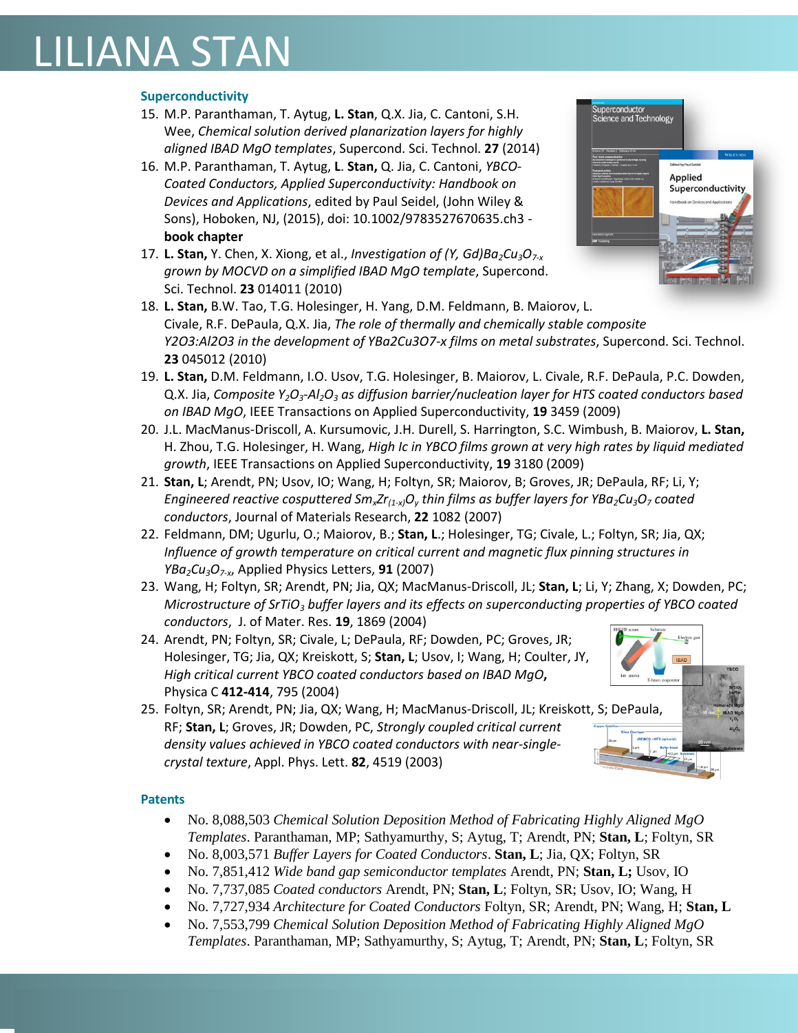# LILIANA STAN

### Superconductivity

15. M.P. Paranthaman, T. Aytug, **L. Stan**, Q.X. Jia, C. Cantoni, S.H. Wee, *Chemical solution derived planarization layers for highly aligned IBAD MgO templates*, Supercond. Sci. Technol. **27** (2014)
16. M.P. Paranthaman, T. Aytug, **L. Stan,** Q. Jia, C. Cantoni, *YBCO-Coated Conductors, Applied Superconductivity: Handbook on Devices and Applications*, edited by Paul Seidel, (John Wiley & Sons), Hoboken, NJ, (2015), doi: 10.1002/9783527670635.ch3 - **book chapter**
17. **L. Stan,** Y. Chen, X. Xiong, et al., *Investigation of (Y, Gd)$Ba_2Cu_3O_{7-x}$ grown by MOCVD on a simplified IBAD MgO template*, Supercond. Sci. Technol. **23** 014011 (2010)
18. **L. Stan,** B.W. Tao, T.G. Holesinger, H. Yang, D.M. Feldmann, B. Maiorov, L. Civale, R.F. DePaula, Q.X. Jia, *The role of thermally and chemically stable composite Y2O3:Al2O3 in the development of YBa2Cu3O7-x films on metal substrates*, Supercond. Sci. Technol. **23** 045012 (2010)
19. **L. Stan,** D.M. Feldmann, I.O. Usov, T.G. Holesinger, B. Maiorov, L. Civale, R.F. DePaula, P.C. Dowden, Q.X. Jia, *Composite $Y_2O_3$-$Al_2O_3$ as diffusion barrier/nucleation layer for HTS coated conductors based on IBAD MgO*, IEEE Transactions on Applied Superconductivity, **19** 3459 (2009)
20. J.L. MacManus-Driscoll, A. Kursumovic, J.H. Durell, S. Harrington, S.C. Wimbush, B. Maiorov, **L. Stan,** H. Zhou, T.G. Holesinger, H. Wang, *High Ic in YBCO films grown at very high rates by liquid mediated growth*, IEEE Transactions on Applied Superconductivity, **19** 3180 (2009)
21. **Stan, L**; Arendt, PN; Usov, IO; Wang, H; Foltyn, SR; Maiorov, B; Groves, JR; DePaula, RF; Li, Y; *Engineered reactive cosputtered $Sm_xZr_{(1-x)}O_y$ thin films as buffer layers for $YBa_2Cu_3O_7$ coated conductors*, Journal of Materials Research, **22** 1082 (2007)
22. Feldmann, DM; Ugurlu, O.; Maiorov, B.; **Stan, L**.; Holesinger, TG; Civale, L.; Foltyn, SR; Jia, QX; *Influence of growth temperature on critical current and magnetic flux pinning structures in $YBa_2Cu_3O_{7-x}$*, Applied Physics Letters, **91** (2007)
23. Wang, H; Foltyn, SR; Arendt, PN; Jia, QX; MacManus-Driscoll, JL; **Stan, L**; Li, Y; Zhang, X; Dowden, PC; *Microstructure of $SrTiO_3$ buffer layers and its effects on superconducting properties of YBCO coated conductors*, J. of Mater. Res. **19**, 1869 (2004)
24. Arendt, PN; Foltyn, SR; Civale, L; DePaula, RF; Dowden, PC; Groves, JR; Holesinger, TG; Jia, QX; Kreiskott, S; **Stan, L**; Usov, I; Wang, H; Coulter, JY, *High critical current YBCO coated conductors based on IBAD MgO***,** Physica C **412-414**, 795 (2004)
25. Foltyn, SR; Arendt, PN; Jia, QX; Wang, H; MacManus-Driscoll, JL; Kreiskott, S; DePaula, RF; **Stan, L**; Groves, JR; Dowden, PC, *Strongly coupled critical current density values achieved in YBCO coated conductors with near-single-crystal texture*, Appl. Phys. Lett. **82**, 4519 (2003)

### Patents

- No. 8,088,503 *Chemical Solution Deposition Method of Fabricating Highly Aligned MgO Templates*. Paranthaman, MP; Sathyamurthy, S; Aytug, T; Arendt, PN; **Stan, L**; Foltyn, SR
- No. 8,003,571 *Buffer Layers for Coated Conductors*. **Stan, L**; Jia, QX; Foltyn, SR
- No. 7,851,412 *Wide band gap semiconductor templates* Arendt, PN; **Stan, L;** Usov, IO
- No. 7,737,085 *Coated conductors* Arendt, PN; **Stan, L**; Foltyn, SR; Usov, IO; Wang, H
- No. 7,727,934 *Architecture for Coated Conductors* Foltyn, SR; Arendt, PN; Wang, H; **Stan, L**
- No. 7,553,799 *Chemical Solution Deposition Method of Fabricating Highly Aligned MgO Templates*. Paranthaman, MP; Sathyamurthy, S; Aytug, T; Arendt, PN; **Stan, L**; Foltyn, SR